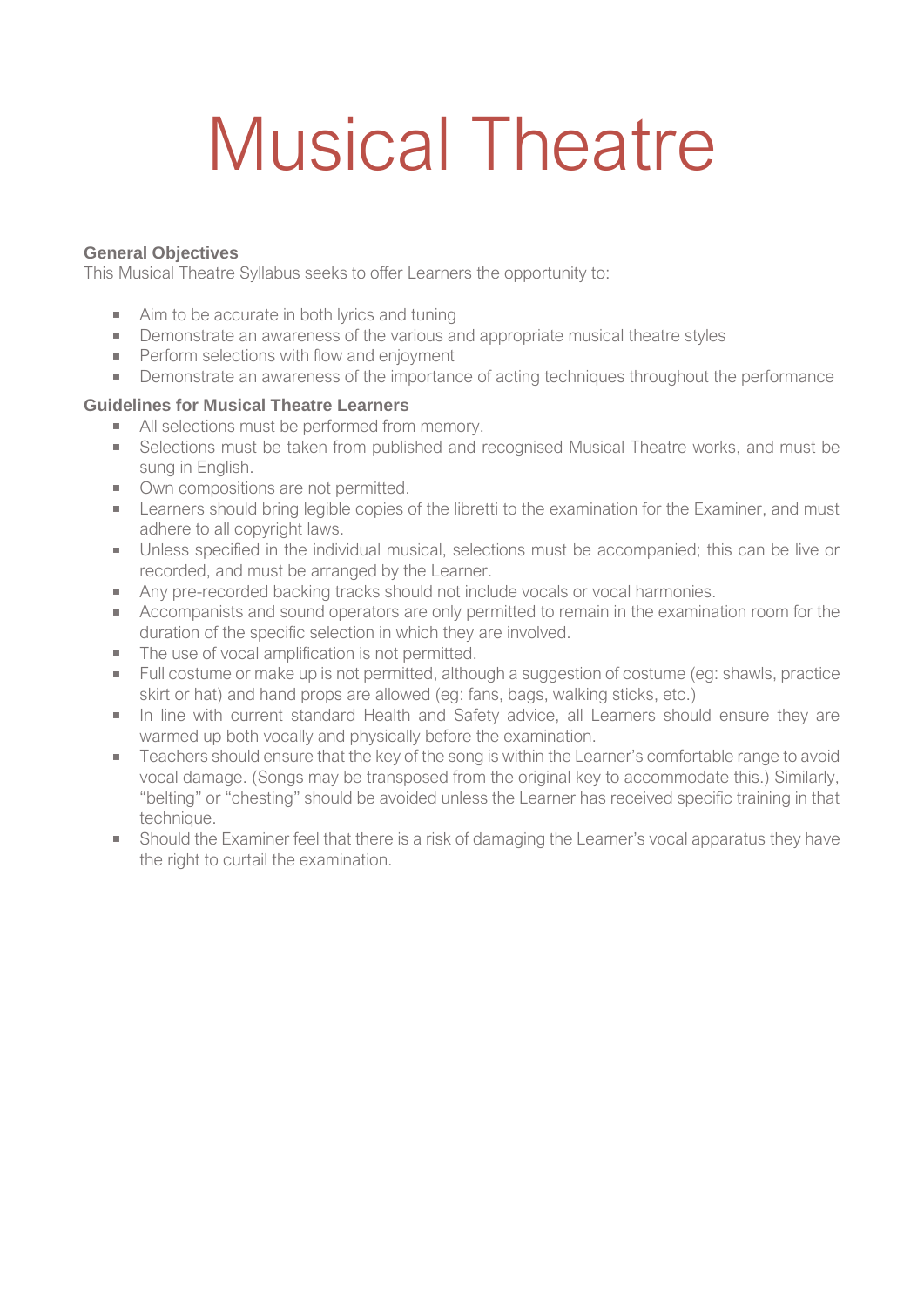# Musical Theatre

### General Objectives

This Musical Theatre Syllabus seeks to offer Learners the opportunity to:

- Aim to be accurate in both lyrics and tuning
- Demonstrate an awareness of the various and appropriate musical theatre styles
- Perform selections with flow and enjoyment
- Demonstrate an awareness of the importance of acting techniques throughout the performance

### Guidelines for Musical Theatre Learners

- All selections must be performed from memory.
- Selections must be taken from published and recognised Musical Theatre works, and must be sung in English.
- Own compositions are not permitted.
- Learners should bring legible copies of the libretti to the examination for the Examiner, and must adhere to all copyright laws.
- Unless specified in the individual musical, selections must be accompanied; this can be live or recorded, and must be arranged by the Learner.
- Any pre-recorded backing tracks should not include vocals or vocal harmonies.
- Accompanists and sound operators are only permitted to remain in the examination room for the duration of the specific selection in which they are involved.
- The use of vocal amplification is not permitted.
- Full costume or make up is not permitted, although a suggestion of costume (eg: shawls, practice skirt or hat) and hand props are allowed (eg: fans, bags, walking sticks, etc.)
- In line with current standard Health and Safety advice, all Learners should ensure they are warmed up both vocally and physically before the examination.
- Teachers should ensure that the key of the song is within the Learner's comfortable range to avoid vocal damage. (Songs may be transposed from the original key to accommodate this.) Similarly, "belting" or "chesting" should be avoided unless the Learner has received specific training in that technique.
- Should the Examiner feel that there is a risk of damaging the Learner's vocal apparatus they have the right to curtail the examination.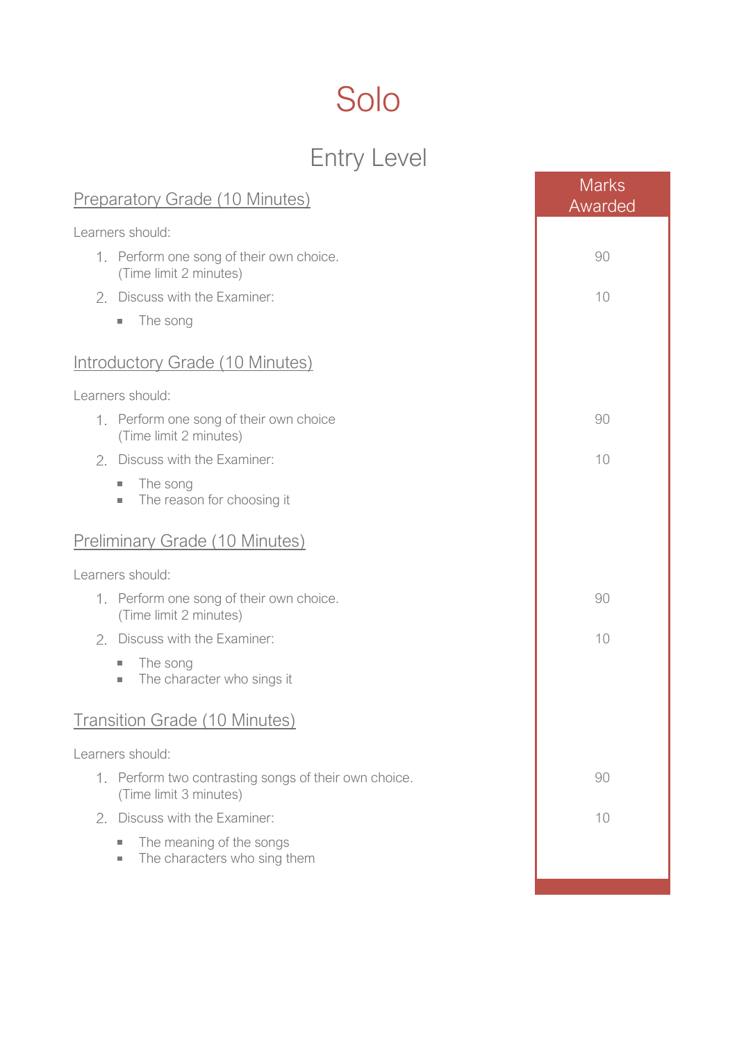# Solo

## Entry Level

### Preparatory Grade (10 Minutes)

Learners should:

| | Marks Awarded |
|---|---|
| 1. Perform one song of their own choice. (Time limit 2 minutes) | 90 |
| 2. Discuss with the Examiner:<br>▪ The song | 10 |

### Introductory Grade (10 Minutes)

Learners should:

| | Marks Awarded |
|---|---|
| 1. Perform one song of their own choice (Time limit 2 minutes) | 90 |
| 2. Discuss with the Examiner:<br>▪ The song<br>▪ The reason for choosing it | 10 |

### Preliminary Grade (10 Minutes)

Learners should:

| | Marks Awarded |
|---|---|
| 1. Perform one song of their own choice. (Time limit 2 minutes) | 90 |
| 2. Discuss with the Examiner:<br>▪ The song<br>▪ The character who sings it | 10 |

### Transition Grade (10 Minutes)

Learners should:

| | Marks Awarded |
|---|---|
| 1. Perform two contrasting songs of their own choice. (Time limit 3 minutes) | 90 |
| 2. Discuss with the Examiner:<br>▪ The meaning of the songs<br>▪ The characters who sing them | 10 |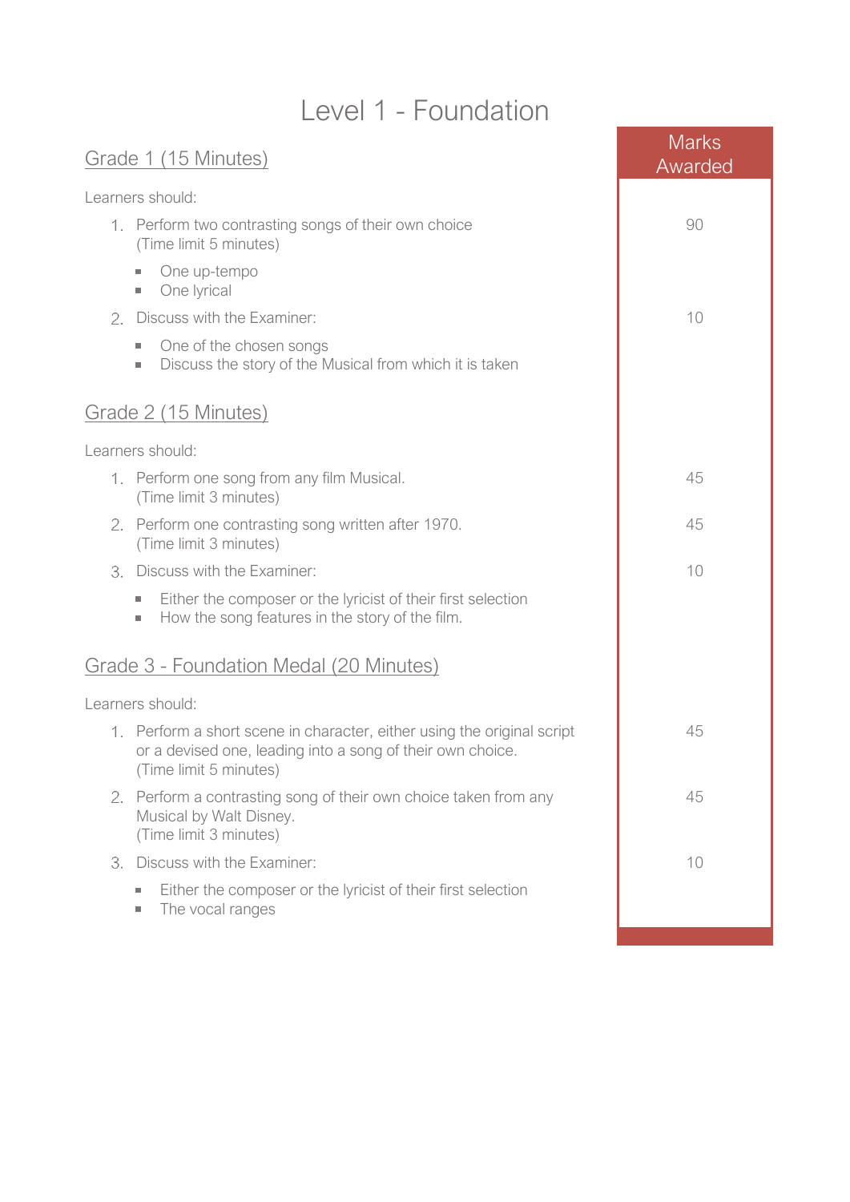# Level 1 - Foundation

| | Marks Awarded |
|---|---|
| **Grade 1 (15 Minutes)** | |
| Learners should: | |
| 1. Perform two contrasting songs of their own choice (Time limit 5 minutes)<br>▪ One up-tempo<br>▪ One lyrical | 90 |
| 2. Discuss with the Examiner:<br>▪ One of the chosen songs<br>▪ Discuss the story of the Musical from which it is taken | 10 |
| **Grade 2 (15 Minutes)** | |
| Learners should: | |
| 1. Perform one song from any film Musical. (Time limit 3 minutes) | 45 |
| 2. Perform one contrasting song written after 1970. (Time limit 3 minutes) | 45 |
| 3. Discuss with the Examiner:<br>▪ Either the composer or the lyricist of their first selection<br>▪ How the song features in the story of the film. | 10 |
| **Grade 3 - Foundation Medal (20 Minutes)** | |
| Learners should: | |
| 1. Perform a short scene in character, either using the original script or a devised one, leading into a song of their own choice. (Time limit 5 minutes) | 45 |
| 2. Perform a contrasting song of their own choice taken from any Musical by Walt Disney. (Time limit 3 minutes) | 45 |
| 3. Discuss with the Examiner:<br>▪ Either the composer or the lyricist of their first selection<br>▪ The vocal ranges | 10 |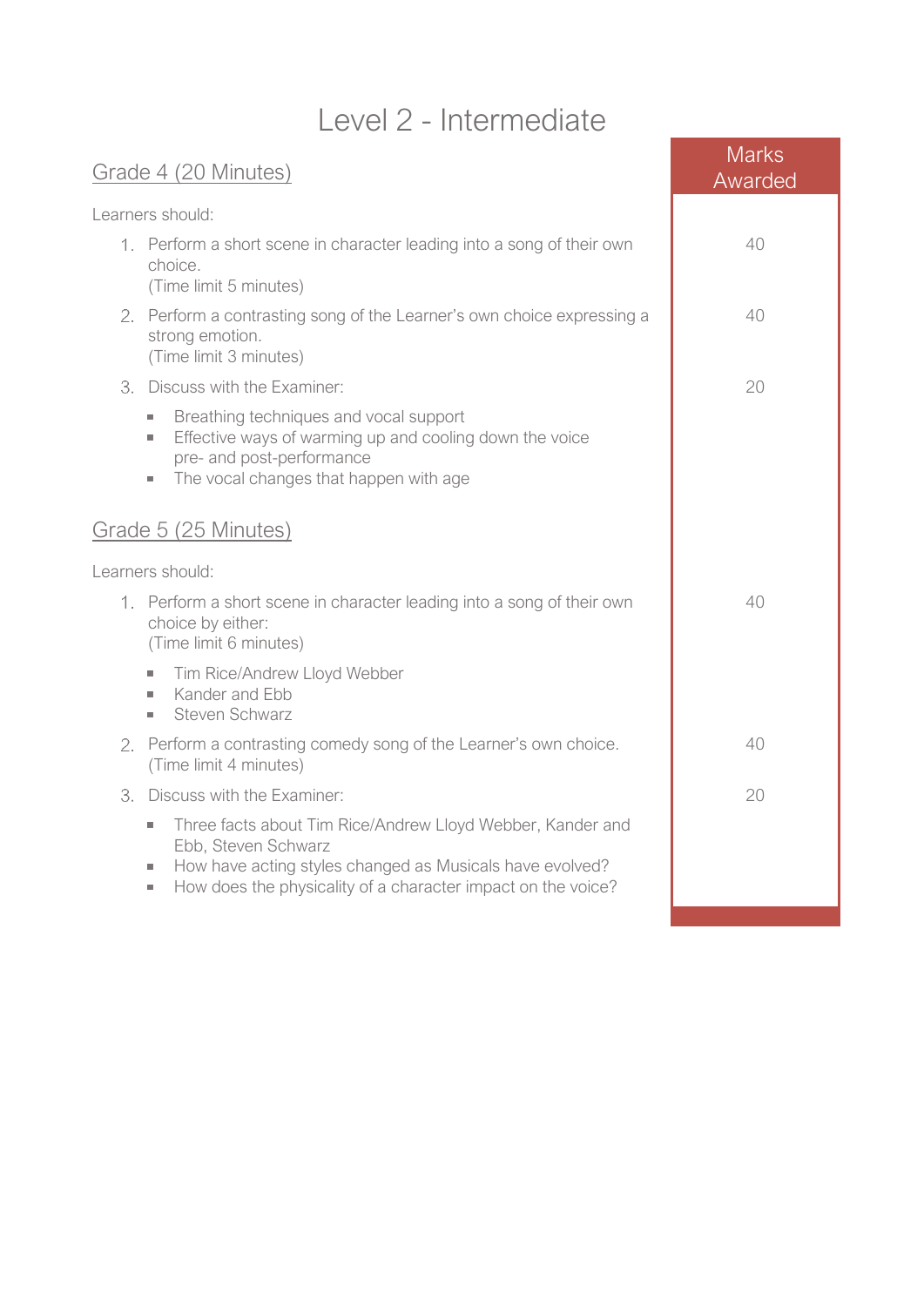# Level 2 - Intermediate

## Grade 4 (20 Minutes)

Learners should:

| | Marks Awarded |
|---|---|
| 1. Perform a short scene in character leading into a song of their own choice.<br>(Time limit 5 minutes) | 40 |
| 2. Perform a contrasting song of the Learner's own choice expressing a strong emotion.<br>(Time limit 3 minutes) | 40 |
| 3. Discuss with the Examiner:<br>▪ Breathing techniques and vocal support<br>▪ Effective ways of warming up and cooling down the voice pre- and post-performance<br>▪ The vocal changes that happen with age | 20 |

## Grade 5 (25 Minutes)

Learners should:

| | Marks Awarded |
|---|---|
| 1. Perform a short scene in character leading into a song of their own choice by either:<br>(Time limit 6 minutes)<br>▪ Tim Rice/Andrew Lloyd Webber<br>▪ Kander and Ebb<br>▪ Steven Schwarz | 40 |
| 2. Perform a contrasting comedy song of the Learner's own choice.<br>(Time limit 4 minutes) | 40 |
| 3. Discuss with the Examiner:<br>▪ Three facts about Tim Rice/Andrew Lloyd Webber, Kander and Ebb, Steven Schwarz<br>▪ How have acting styles changed as Musicals have evolved?<br>▪ How does the physicality of a character impact on the voice? | 20 |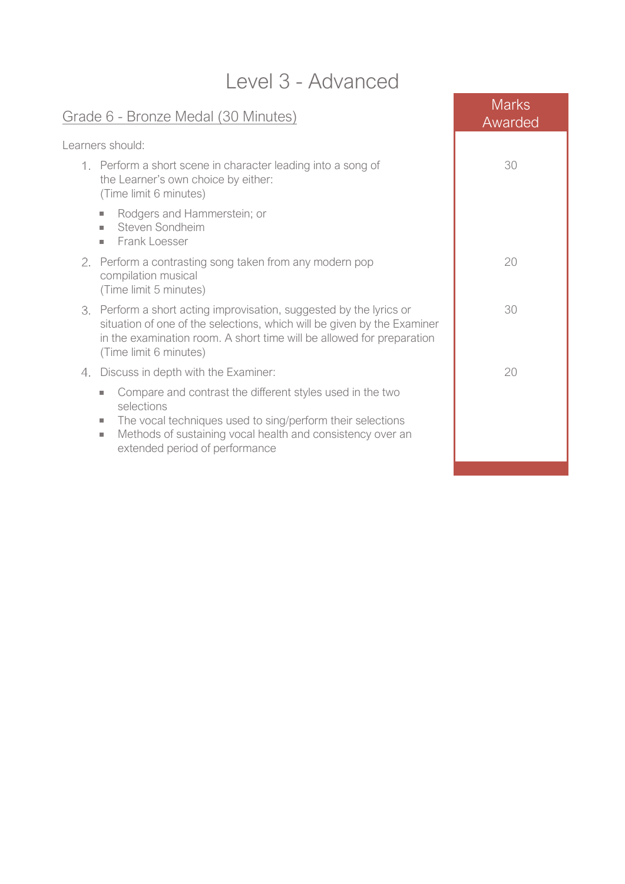# Level 3 - Advanced

## Grade 6 - Bronze Medal (30 Minutes)

Learners should:

| | Marks Awarded |
|---|---|
| 1. Perform a short scene in character leading into a song of the Learner's own choice by either:<br>(Time limit 6 minutes)<br>▪ Rodgers and Hammerstein; or<br>▪ Steven Sondheim<br>▪ Frank Loesser | 30 |
| 2. Perform a contrasting song taken from any modern pop compilation musical<br>(Time limit 5 minutes) | 20 |
| 3. Perform a short acting improvisation, suggested by the lyrics or situation of one of the selections, which will be given by the Examiner in the examination room. A short time will be allowed for preparation<br>(Time limit 6 minutes) | 30 |
| 4. Discuss in depth with the Examiner:<br>▪ Compare and contrast the different styles used in the two selections<br>▪ The vocal techniques used to sing/perform their selections<br>▪ Methods of sustaining vocal health and consistency over an extended period of performance | 20 |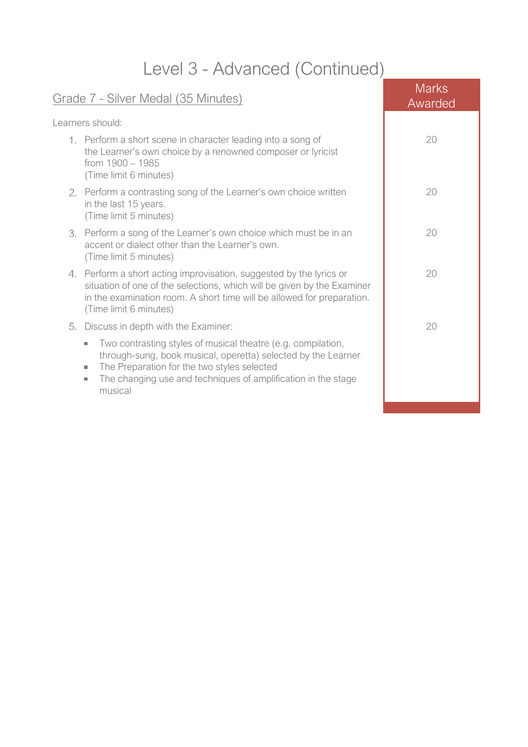# Level 3 - Advanced (Continued)

## Grade 7 - Silver Medal (35 Minutes)

Learners should:

| | Marks Awarded |
|---|---|
| 1. Perform a short scene in character leading into a song of the Learner's own choice by a renowned composer or lyricist from 1900 – 1985 (Time limit 6 minutes) | 20 |
| 2. Perform a contrasting song of the Learner's own choice written in the last 15 years. (Time limit 5 minutes) | 20 |
| 3. Perform a song of the Learner's own choice which must be in an accent or dialect other than the Learner's own. (Time limit 5 minutes) | 20 |
| 4. Perform a short acting improvisation, suggested by the lyrics or situation of one of the selections, which will be given by the Examiner in the examination room. A short time will be allowed for preparation. (Time limit 6 minutes) | 20 |
| 5. Discuss in depth with the Examiner: <br>▪ Two contrasting styles of musical theatre (e.g. compilation, through-sung, book musical, operetta) selected by the Learner <br>▪ The Preparation for the two styles selected <br>▪ The changing use and techniques of amplification in the stage musical | 20 |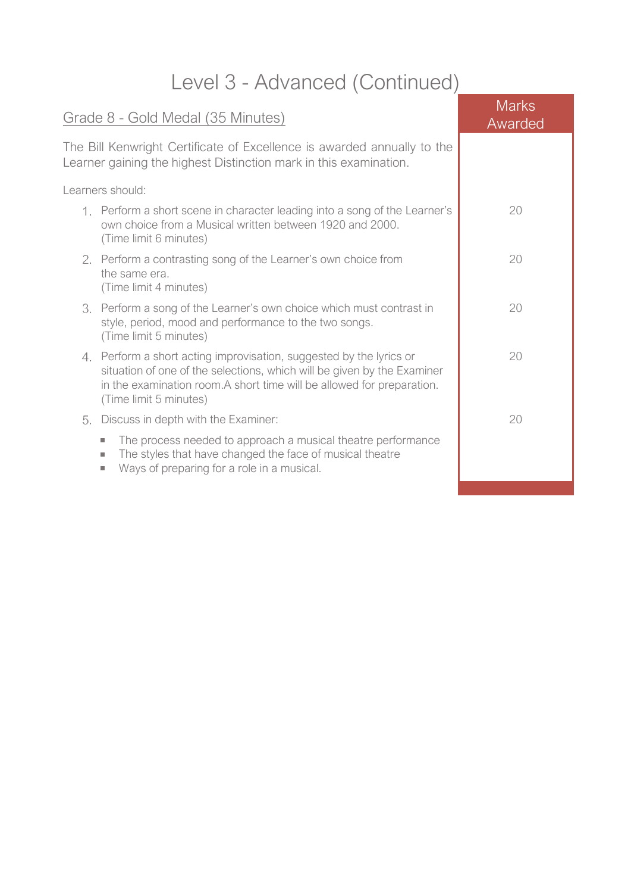# Level 3 - Advanced (Continued)

## Grade 8 - Gold Medal (35 Minutes)

The Bill Kenwright Certificate of Excellence is awarded annually to the Learner gaining the highest Distinction mark in this examination.

Learners should:

| | Marks Awarded |
|---|---|
| 1. Perform a short scene in character leading into a song of the Learner's own choice from a Musical written between 1920 and 2000. (Time limit 6 minutes) | 20 |
| 2. Perform a contrasting song of the Learner's own choice from the same era. (Time limit 4 minutes) | 20 |
| 3. Perform a song of the Learner's own choice which must contrast in style, period, mood and performance to the two songs. (Time limit 5 minutes) | 20 |
| 4. Perform a short acting improvisation, suggested by the lyrics or situation of one of the selections, which will be given by the Examiner in the examination room.A short time will be allowed for preparation. (Time limit 5 minutes) | 20 |
| 5. Discuss in depth with the Examiner: <br>▪ The process needed to approach a musical theatre performance <br>▪ The styles that have changed the face of musical theatre <br>▪ Ways of preparing for a role in a musical. | 20 |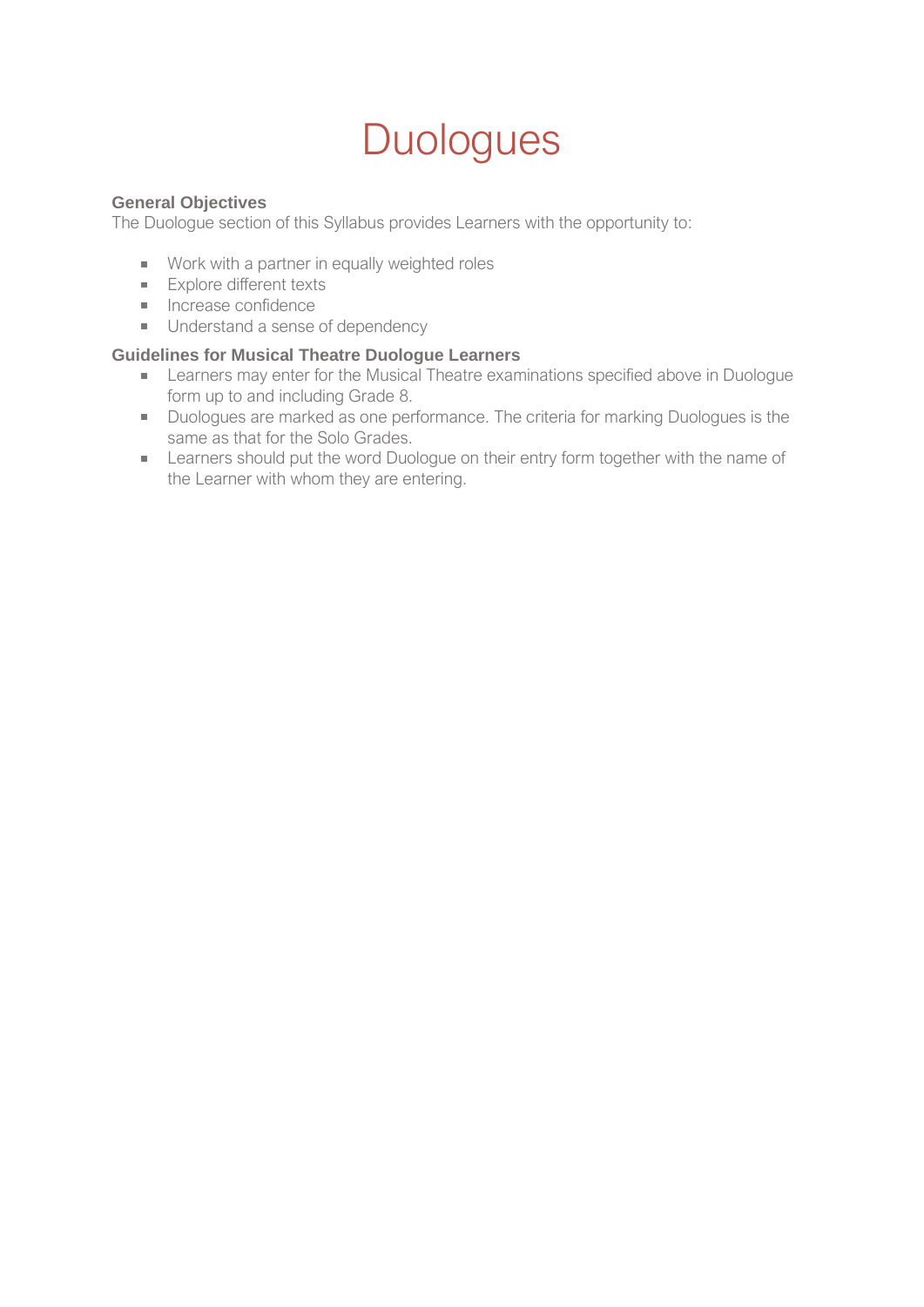# Duologues

**General Objectives**

The Duologue section of this Syllabus provides Learners with the opportunity to:

- Work with a partner in equally weighted roles
- Explore different texts
- Increase confidence
- Understand a sense of dependency

**Guidelines for Musical Theatre Duologue Learners**

- Learners may enter for the Musical Theatre examinations specified above in Duologue form up to and including Grade 8.
- Duologues are marked as one performance. The criteria for marking Duologues is the same as that for the Solo Grades.
- Learners should put the word Duologue on their entry form together with the name of the Learner with whom they are entering.